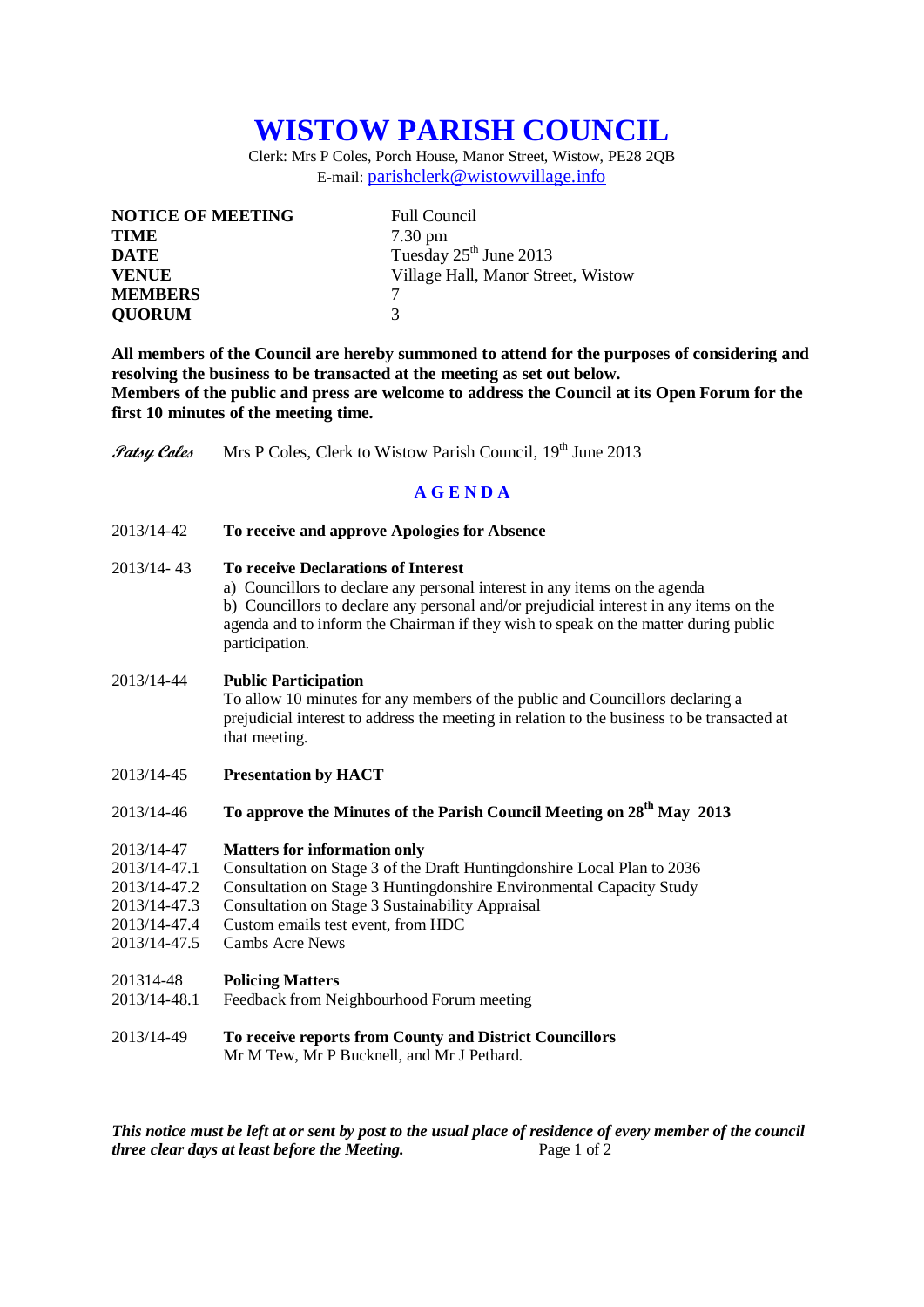# WISTOW PARISH COUNCIL

Clerk: Mrs P Coles, Porch House, Manor Street, Wistow, PE28 2QB
E-mail: parishclerk@wistowvillage.info

| | |
|---|---|
| **NOTICE OF MEETING** | Full Council |
| **TIME** | 7.30 pm |
| **DATE** | Tuesday 25th June 2013 |
| **VENUE** | Village Hall, Manor Street, Wistow |
| **MEMBERS** | 7 |
| **QUORUM** | 3 |

**All members of the Council are hereby summoned to attend for the purposes of considering and resolving the business to be transacted at the meeting as set out below.**
**Members of the public and press are welcome to address the Council at its Open Forum for the first 10 minutes of the meeting time.**

*Patsy Coles* Mrs P Coles, Clerk to Wistow Parish Council, 19th June 2013

## A G E N D A

2013/14-42 **To receive and approve Apologies for Absence**

2013/14- 43 **To receive Declarations of Interest**
a) Councillors to declare any personal interest in any items on the agenda
b) Councillors to declare any personal and/or prejudicial interest in any items on the agenda and to inform the Chairman if they wish to speak on the matter during public participation.

2013/14-44 **Public Participation**
To allow 10 minutes for any members of the public and Councillors declaring a prejudicial interest to address the meeting in relation to the business to be transacted at that meeting.

2013/14-45 **Presentation by HACT**

2013/14-46 **To approve the Minutes of the Parish Council Meeting on 28th May 2013**

2013/14-47 **Matters for information only**
2013/14-47.1 Consultation on Stage 3 of the Draft Huntingdonshire Local Plan to 2036
2013/14-47.2 Consultation on Stage 3 Huntingdonshire Environmental Capacity Study
2013/14-47.3 Consultation on Stage 3 Sustainability Appraisal
2013/14-47.4 Custom emails test event, from HDC
2013/14-47.5 Cambs Acre News

201314-48 **Policing Matters**
2013/14-48.1 Feedback from Neighbourhood Forum meeting

2013/14-49 **To receive reports from County and District Councillors**
Mr M Tew, Mr P Bucknell, and Mr J Pethard.

***This notice must be left at or sent by post to the usual place of residence of every member of the council three clear days at least before the Meeting.***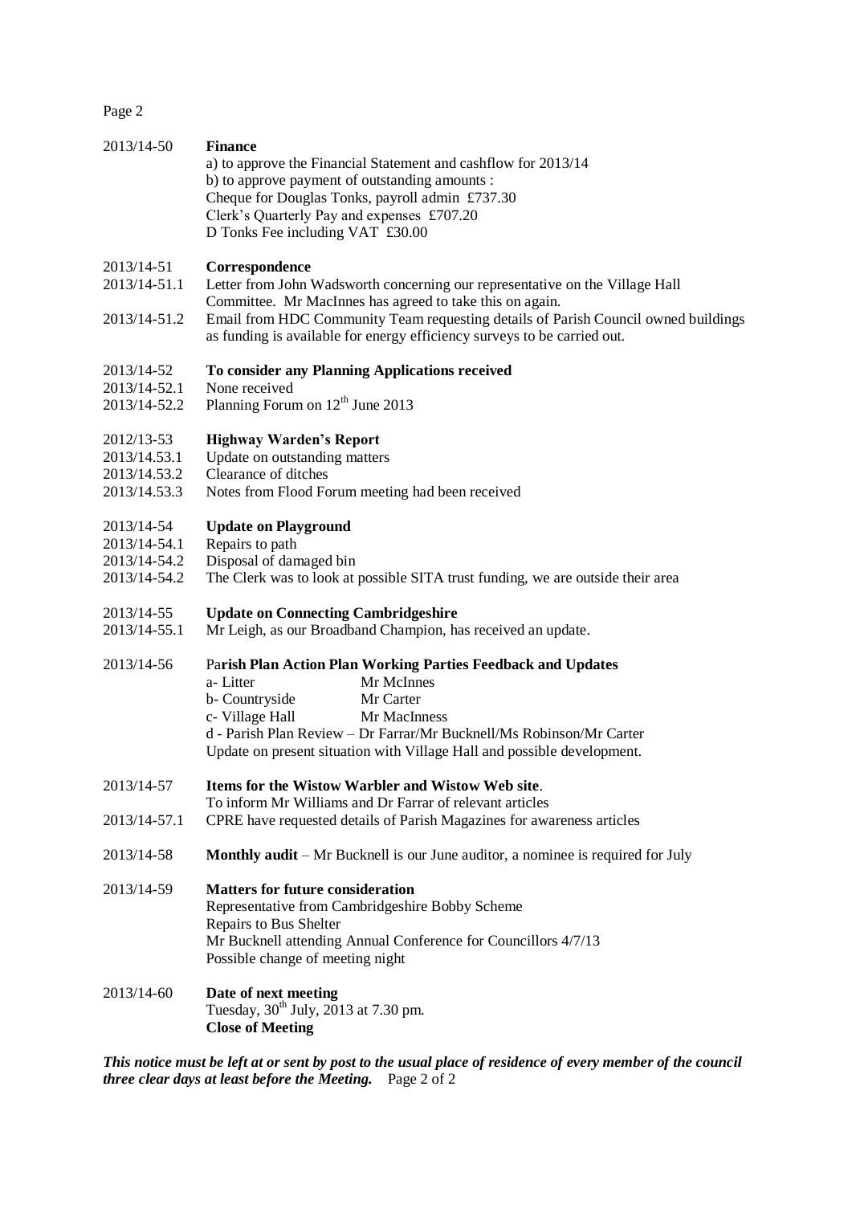2013/14-50 **Finance**

a) to approve the Financial Statement and cashflow for 2013/14
b) to approve payment of outstanding amounts :
Cheque for Douglas Tonks, payroll admin £737.30
Clerk's Quarterly Pay and expenses £707.20
D Tonks Fee including VAT £30.00

2013/14-51 **Correspondence**

2013/14-51.1 Letter from John Wadsworth concerning our representative on the Village Hall Committee. Mr MacInnes has agreed to take this on again.

2013/14-51.2 Email from HDC Community Team requesting details of Parish Council owned buildings as funding is available for energy efficiency surveys to be carried out.

2013/14-52 **To consider any Planning Applications received**

2013/14-52.1 None received

2013/14-52.2 Planning Forum on 12th June 2013

2012/13-53 **Highway Warden's Report**

2013/14.53.1 Update on outstanding matters

2013/14.53.2 Clearance of ditches

2013/14.53.3 Notes from Flood Forum meeting had been received

2013/14-54 **Update on Playground**

2013/14-54.1 Repairs to path

2013/14-54.2 Disposal of damaged bin

2013/14-54.2 The Clerk was to look at possible SITA trust funding, we are outside their area

2013/14-55 **Update on Connecting Cambridgeshire**

2013/14-55.1 Mr Leigh, as our Broadband Champion, has received an update.

2013/14-56 Pa**rish Plan Action Plan Working Parties Feedback and Updates**

a- Litter Mr McInnes
b- Countryside Mr Carter
c- Village Hall Mr MacInness
d - Parish Plan Review – Dr Farrar/Mr Bucknell/Ms Robinson/Mr Carter
Update on present situation with Village Hall and possible development.

2013/14-57 **Items for the Wistow Warbler and Wistow Web site**.

To inform Mr Williams and Dr Farrar of relevant articles

2013/14-57.1 CPRE have requested details of Parish Magazines for awareness articles

2013/14-58 **Monthly audit** – Mr Bucknell is our June auditor, a nominee is required for July

2013/14-59 **Matters for future consideration**

Representative from Cambridgeshire Bobby Scheme
Repairs to Bus Shelter
Mr Bucknell attending Annual Conference for Councillors 4/7/13
Possible change of meeting night

2013/14-60 **Date of next meeting**

Tuesday, 30th July, 2013 at 7.30 pm.
**Close of Meeting**

***This notice must be left at or sent by post to the usual place of residence of every member of the council three clear days at least before the Meeting.***